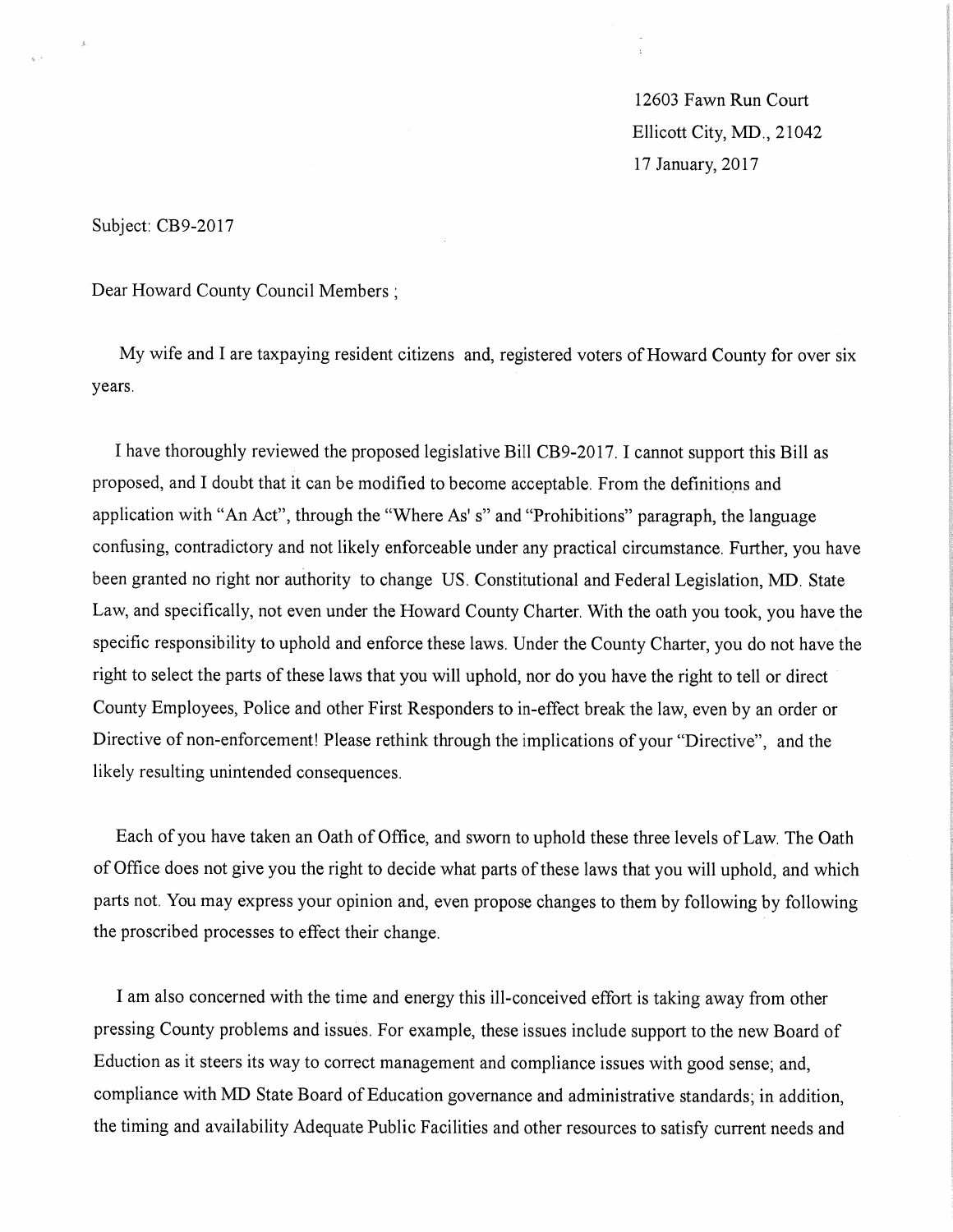12603 Fawn Run Court
Ellicott City, MD., 21042
17 January, 2017

Subject: CB9-2017

Dear Howard County Council Members ;

My wife and I are taxpaying resident citizens and, registered voters of Howard County for over six years.

I have thoroughly reviewed the proposed legislative Bill CB9-2017. I cannot support this Bill as proposed, and I doubt that it can be modified to become acceptable. From the definitions and application with "An Act", through the "Where As' s" and "Prohibitions" paragraph, the language confusing, contradictory and not likely enforceable under any practical circumstance. Further, you have been granted no right nor authority to change US. Constitutional and Federal Legislation, MD. State Law, and specifically, not even under the Howard County Charter. With the oath you took, you have the specific responsibility to uphold and enforce these laws. Under the County Charter, you do not have the right to select the parts of these laws that you will uphold, nor do you have the right to tell or direct County Employees, Police and other First Responders to in-effect break the law, even by an order or Directive of non-enforcement! Please rethink through the implications of your "Directive", and the likely resulting unintended consequences.

Each of you have taken an Oath of Office, and sworn to uphold these three levels of Law. The Oath of Office does not give you the right to decide what parts of these laws that you will uphold, and which parts not. You may express your opinion and, even propose changes to them by following by following the proscribed processes to effect their change.

I am also concerned with the time and energy this ill-conceived effort is taking away from other pressing County problems and issues. For example, these issues include support to the new Board of Eduction as it steers its way to correct management and compliance issues with good sense; and, compliance with MD State Board of Education governance and administrative standards; in addition, the timing and availability Adequate Public Facilities and other resources to satisfy current needs and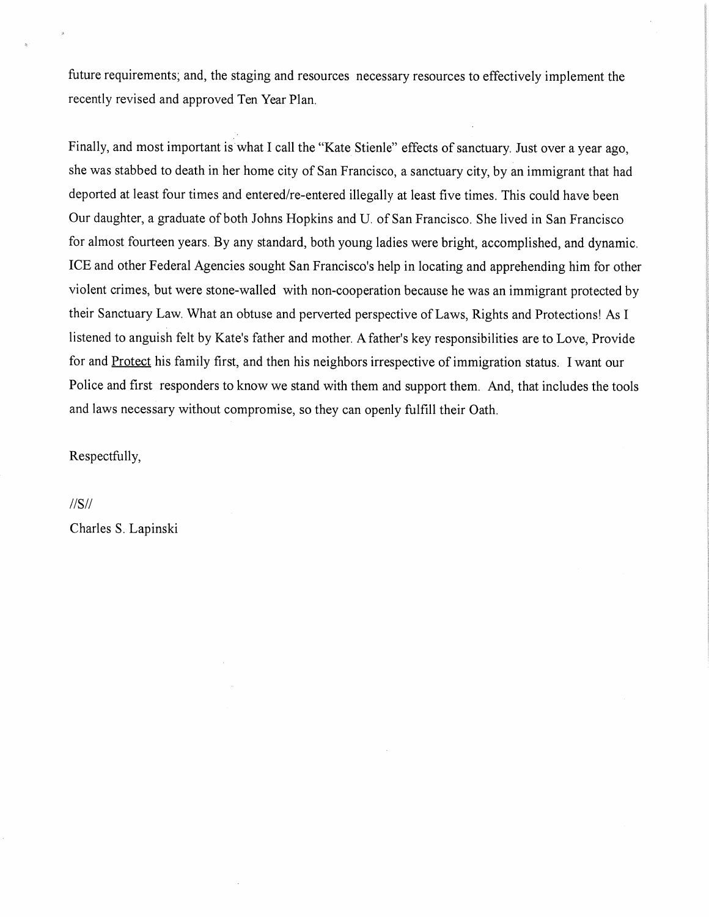future requirements; and, the staging and resources necessary resources to effectively implement the recently revised and approved Ten Year Plan.

Finally, and most important is what I call the "Kate Stienle" effects of sanctuary. Just over a year ago, she was stabbed to death in her home city of San Francisco, a sanctuary city, by an immigrant that had deported at least four times and entered/re-entered illegally at least five times. This could have been Our daughter, a graduate of both Johns Hopkins and U. of San Francisco. She lived in San Francisco for almost fourteen years. By any standard, both young ladies were bright, accomplished, and dynamic. ICE and other Federal Agencies sought San Francisco's help in locating and apprehending him for other violent crimes, but were stone-walled with non-cooperation because he was an immigrant protected by their Sanctuary Law. What an obtuse and perverted perspective of Laws, Rights and Protections! As I listened to anguish felt by Kate's father and mother. A father's key responsibilities are to Love, Provide for and <u>Protect</u> his family first, and then his neighbors irrespective of immigration status. I want our Police and first responders to know we stand with them and support them. And, that includes the tools and laws necessary without compromise, so they can openly fulfill their Oath.

Respectfully,

//S//
Charles S. Lapinski